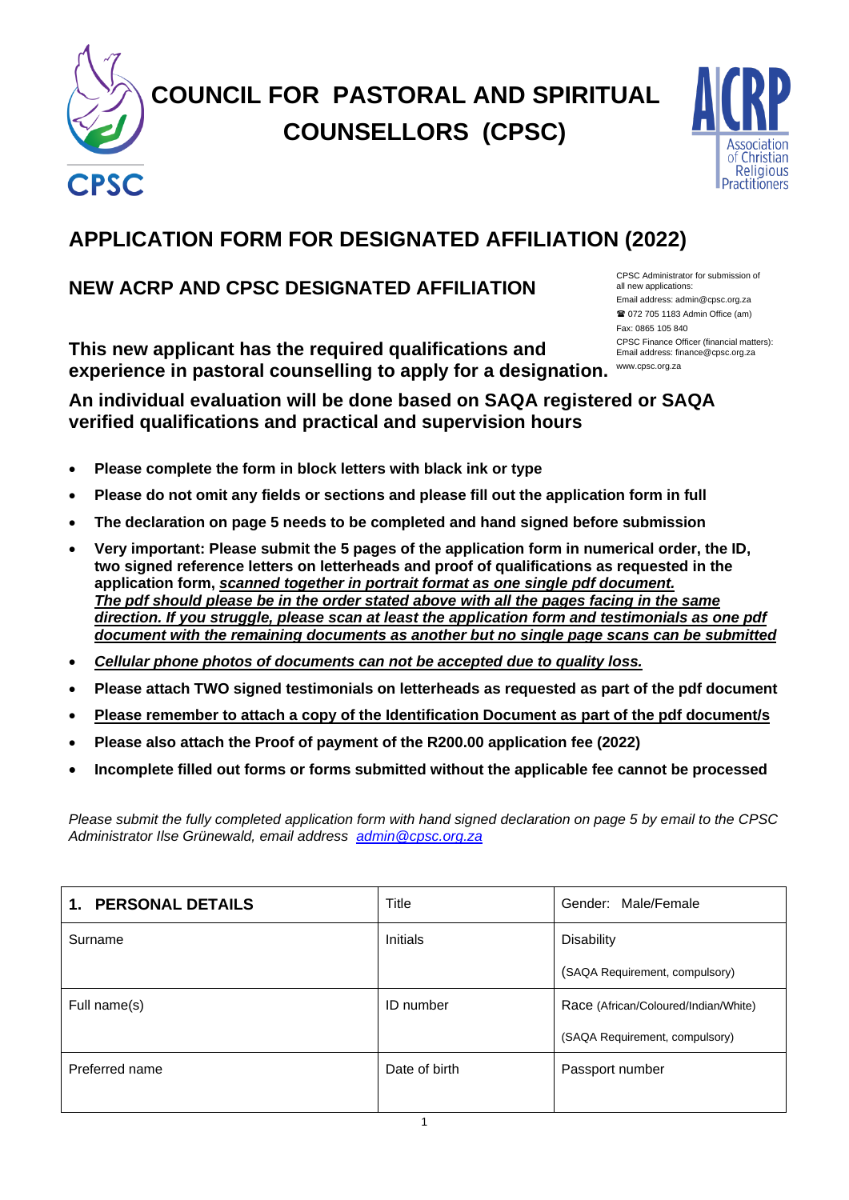# COUNCIL FOR PASTORAL AND SPIRITUAL COUNSELLORS (CPSC)

CPSC

ACRP Association of Christian Religious Practitioners

## APPLICATION FORM FOR DESIGNATED AFFILIATION (2022)

### NEW ACRP AND CPSC DESIGNATED AFFILIATION

CPSC Administrator for submission of all new applications:
Email address: admin@cpsc.org.za
☎ 072 705 1183 Admin Office (am)
Fax: 0865 105 840
CPSC Finance Officer (financial matters):
Email address: finance@cpsc.org.za
www.cpsc.org.za

**This new applicant has the required qualifications and experience in pastoral counselling to apply for a designation.**

**An individual evaluation will be done based on SAQA registered or SAQA verified qualifications and practical and supervision hours**

- **Please complete the form in block letters with black ink or type**
- **Please do not omit any fields or sections and please fill out the application form in full**
- **The declaration on page 5 needs to be completed and hand signed before submission**
- **Very important: Please submit the 5 pages of the application form in numerical order, the ID, two signed reference letters on letterheads and proof of qualifications as requested in the application form, *scanned together in portrait format as one single pdf document. The pdf should please be in the order stated above with all the pages facing in the same direction. If you struggle, please scan at least the application form and testimonials as one pdf document with the remaining documents as another but no single page scans can be submitted***
- ***Cellular phone photos of documents can not be accepted due to quality loss.***
- **Please attach TWO signed testimonials on letterheads as requested as part of the pdf document**
- **Please remember to attach a copy of the Identification Document as part of the pdf document/s**
- **Please also attach the Proof of payment of the R200.00 application fee (2022)**
- **Incomplete filled out forms or forms submitted without the applicable fee cannot be processed**

*Please submit the fully completed application form with hand signed declaration on page 5 by email to the CPSC Administrator Ilse Grünewald, email address admin@cpsc.org.za*

| **1. PERSONAL DETAILS** | Title | Gender: Male/Female |
|---|---|---|
| Surname | Initials | Disability (SAQA Requirement, compulsory) |
| Full name(s) | ID number | Race (African/Coloured/Indian/White) (SAQA Requirement, compulsory) |
| Preferred name | Date of birth | Passport number |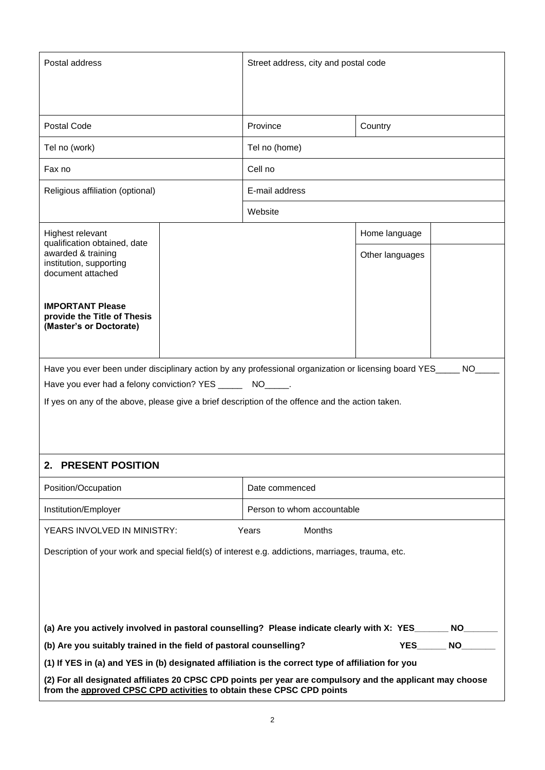| Postal address | | Street address, city and postal code | | |
|---|---|---|---|---|
| Postal Code | | Province | Country | |
| Tel no (work) | | Tel no (home) | | |
| Fax no | | Cell no | | |
| Religious affiliation (optional) | | E-mail address | | |
| | | Website | | |
| Highest relevant qualification obtained, date awarded & training institution, supporting document attached<br><br>**IMPORTANT Please provide the Title of Thesis (Master's or Doctorate)** | | | Home language | |
| | | | Other languages | |

Have you ever been under disciplinary action by any professional organization or licensing board YES_____ NO_____

Have you ever had a felony conviction? YES _____ NO_____.

If yes on any of the above, please give a brief description of the offence and the action taken.

## 2. PRESENT POSITION

| Position/Occupation | Date commenced |
|---|---|
| Institution/Employer | Person to whom accountable |

YEARS INVOLVED IN MINISTRY: Years Months

Description of your work and special field(s) of interest e.g. addictions, marriages, trauma, etc.

**(a) Are you actively involved in pastoral counselling? Please indicate clearly with X: YES_______ NO_______**

**(b) Are you suitably trained in the field of pastoral counselling? YES______ NO_______**

**(1) If YES in (a) and YES in (b) designated affiliation is the correct type of affiliation for you**

**(2) For all designated affiliates 20 CPSC CPD points per year are compulsory and the applicant may choose from the approved CPSC CPD activities to obtain these CPSC CPD points**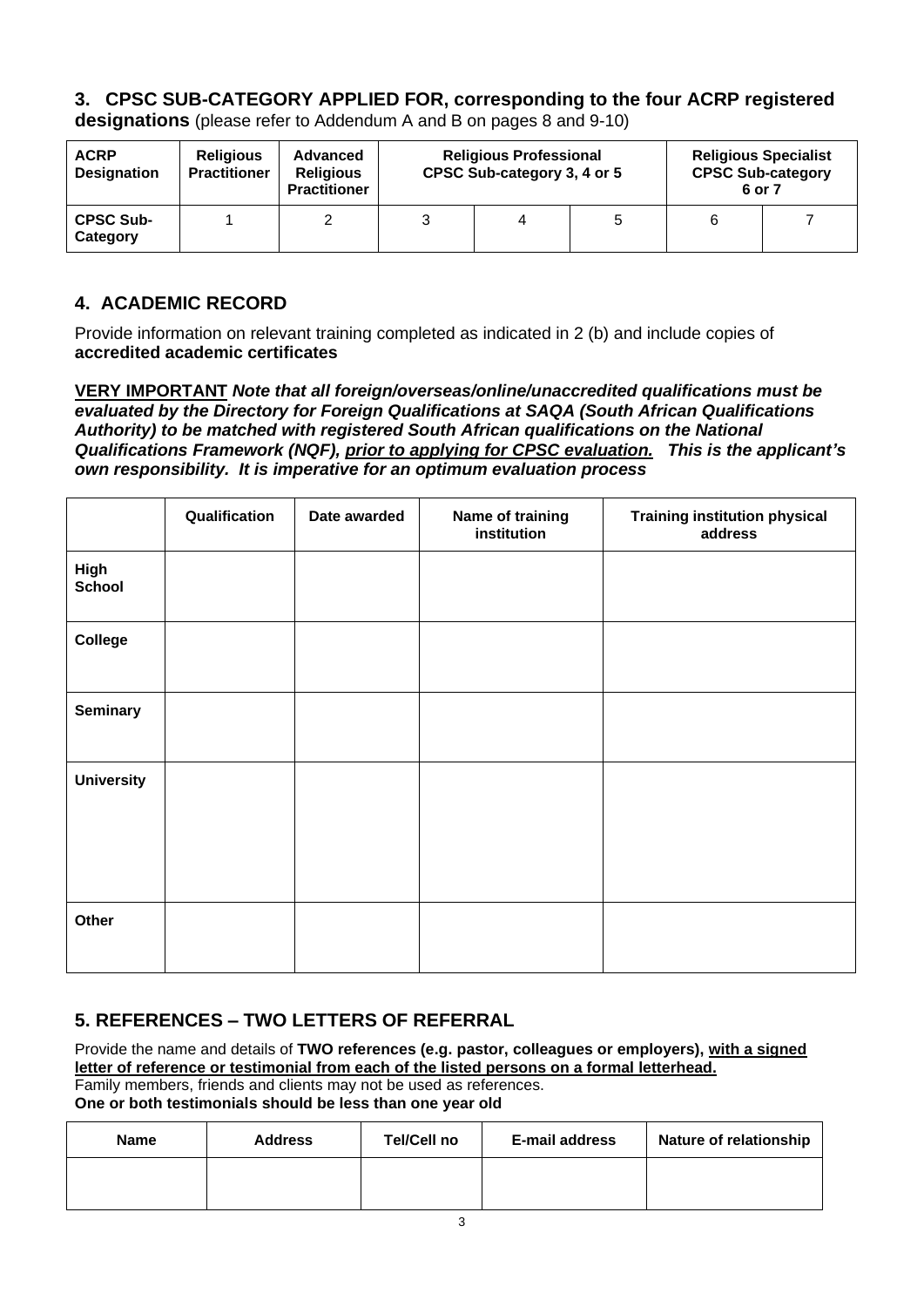## 3. CPSC SUB-CATEGORY APPLIED FOR, corresponding to the four ACRP registered designations (please refer to Addendum A and B on pages 8 and 9-10)

| ACRP Designation | Religious Practitioner | Advanced Religious Practitioner | Religious Professional CPSC Sub-category 3, 4 or 5 | | | Religious Specialist CPSC Sub-category 6 or 7 | |
|---|---|---|---|---|---|---|---|
| CPSC Sub-Category | 1 | 2 | 3 | 4 | 5 | 6 | 7 |

## 4. ACADEMIC RECORD

Provide information on relevant training completed as indicated in 2 (b) and include copies of **accredited academic certificates**

***<u>VERY IMPORTANT</u> Note that all foreign/overseas/online/unaccredited qualifications must be evaluated by the Directory for Foreign Qualifications at SAQA (South African Qualifications Authority) to be matched with registered South African qualifications on the National Qualifications Framework (NQF), <u>prior to applying for CPSC evaluation.</u> This is the applicant's own responsibility. It is imperative for an optimum evaluation process***

| | Qualification | Date awarded | Name of training institution | Training institution physical address |
|---|---|---|---|---|
| **High School** | | | | |
| **College** | | | | |
| **Seminary** | | | | |
| **University** | | | | |
| **Other** | | | | |

## 5. REFERENCES – TWO LETTERS OF REFERRAL

Provide the name and details of **TWO references (e.g. pastor, colleagues or employers), <u>with a signed letter of reference or testimonial from each of the listed persons on a formal letterhead.</u>**
Family members, friends and clients may not be used as references.
**One or both testimonials should be less than one year old**

| Name | Address | Tel/Cell no | E-mail address | Nature of relationship |
|---|---|---|---|---|
| | | | | |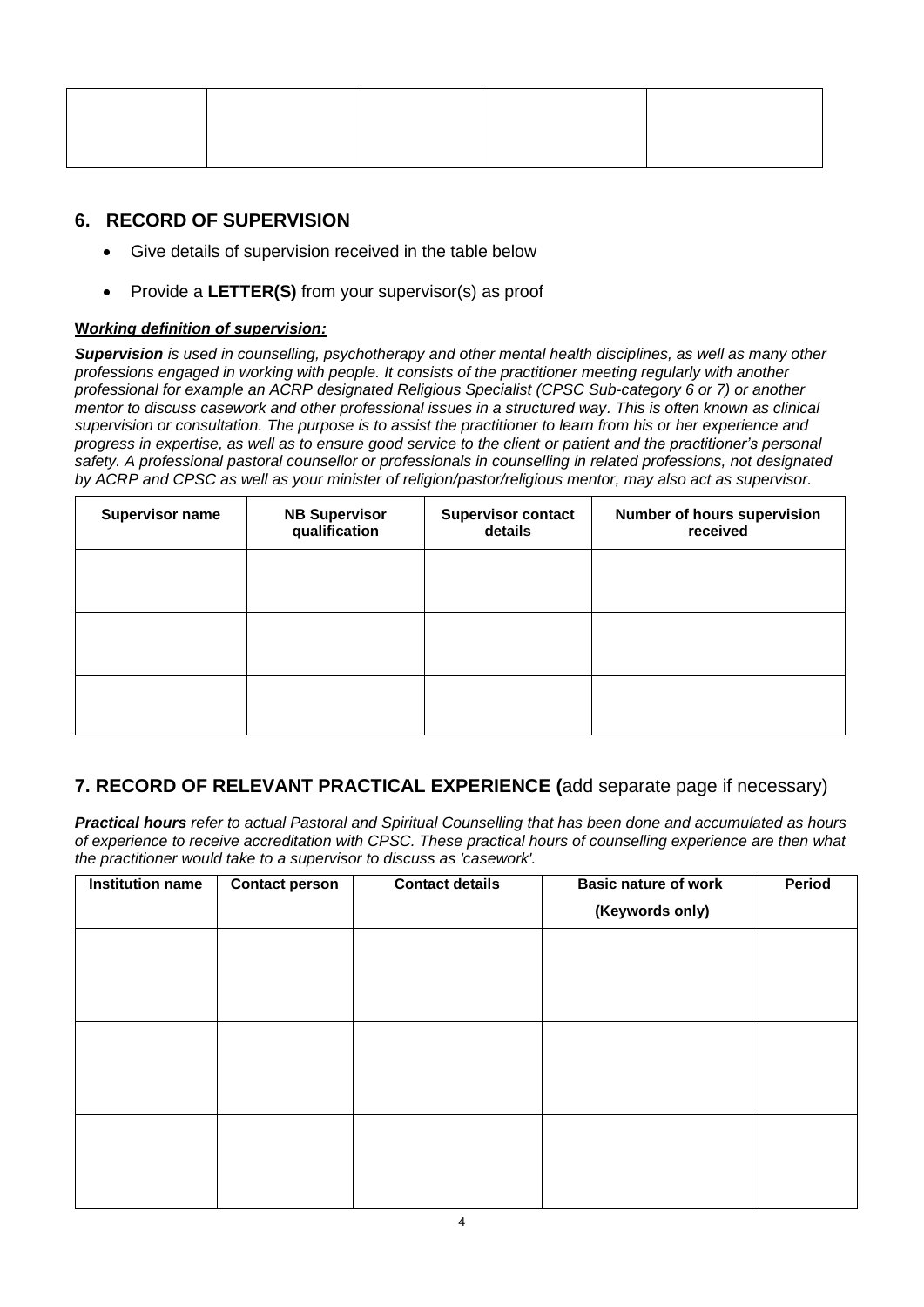| | | | | |
|---|---|---|---|---|
| | | | | |

## 6. RECORD OF SUPERVISION

- Give details of supervision received in the table below
- Provide a **LETTER(S)** from your supervisor(s) as proof

***Working definition of supervision:***

***Supervision*** *is used in counselling, psychotherapy and other mental health disciplines, as well as many other professions engaged in working with people. It consists of the practitioner meeting regularly with another professional for example an ACRP designated Religious Specialist (CPSC Sub-category 6 or 7) or another mentor to discuss casework and other professional issues in a structured way. This is often known as clinical supervision or consultation. The purpose is to assist the practitioner to learn from his or her experience and progress in expertise, as well as to ensure good service to the client or patient and the practitioner's personal safety. A professional pastoral counsellor or professionals in counselling in related professions, not designated by ACRP and CPSC as well as your minister of religion/pastor/religious mentor, may also act as supervisor.*

| Supervisor name | NB Supervisor qualification | Supervisor contact details | Number of hours supervision received |
|---|---|---|---|
| | | | |
| | | | |
| | | | |

## 7. RECORD OF RELEVANT PRACTICAL EXPERIENCE (add separate page if necessary)

***Practical hours*** *refer to actual Pastoral and Spiritual Counselling that has been done and accumulated as hours of experience to receive accreditation with CPSC. These practical hours of counselling experience are then what the practitioner would take to a supervisor to discuss as 'casework'.*

| Institution name | Contact person | Contact details | Basic nature of work (Keywords only) | Period |
|---|---|---|---|---|
| | | | | |
| | | | | |
| | | | | |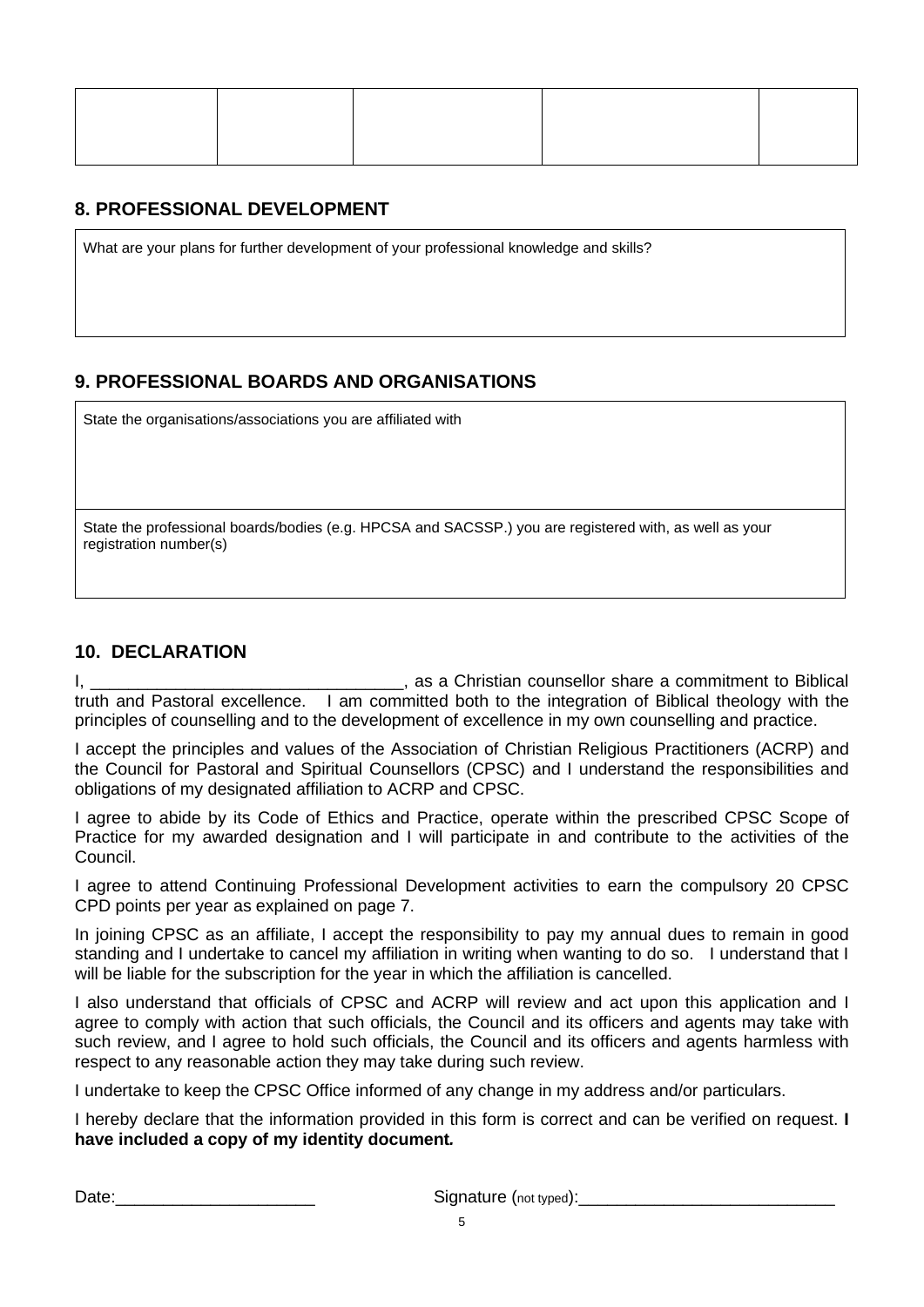| | | | | |
|---|---|---|---|---|
| | | | | |

## 8. PROFESSIONAL DEVELOPMENT

| What are your plans for further development of your professional knowledge and skills? |
|---|
| |

## 9. PROFESSIONAL BOARDS AND ORGANISATIONS

| State the organisations/associations you are affiliated with |
|---|
| |
| State the professional boards/bodies (e.g. HPCSA and SACSSP.) you are registered with, as well as your registration number(s) |
| |

## 10. DECLARATION

I, _________________________________, as a Christian counsellor share a commitment to Biblical truth and Pastoral excellence. I am committed both to the integration of Biblical theology with the principles of counselling and to the development of excellence in my own counselling and practice.

I accept the principles and values of the Association of Christian Religious Practitioners (ACRP) and the Council for Pastoral and Spiritual Counsellors (CPSC) and I understand the responsibilities and obligations of my designated affiliation to ACRP and CPSC.

I agree to abide by its Code of Ethics and Practice, operate within the prescribed CPSC Scope of Practice for my awarded designation and I will participate in and contribute to the activities of the Council.

I agree to attend Continuing Professional Development activities to earn the compulsory 20 CPSC CPD points per year as explained on page 7.

In joining CPSC as an affiliate, I accept the responsibility to pay my annual dues to remain in good standing and I undertake to cancel my affiliation in writing when wanting to do so. I understand that I will be liable for the subscription for the year in which the affiliation is cancelled.

I also understand that officials of CPSC and ACRP will review and act upon this application and I agree to comply with action that such officials, the Council and its officers and agents may take with such review, and I agree to hold such officials, the Council and its officers and agents harmless with respect to any reasonable action they may take during such review.

I undertake to keep the CPSC Office informed of any change in my address and/or particulars.

I hereby declare that the information provided in this form is correct and can be verified on request. **I have included a copy of my identity document.**

Date:_____________________ Signature (not typed):___________________________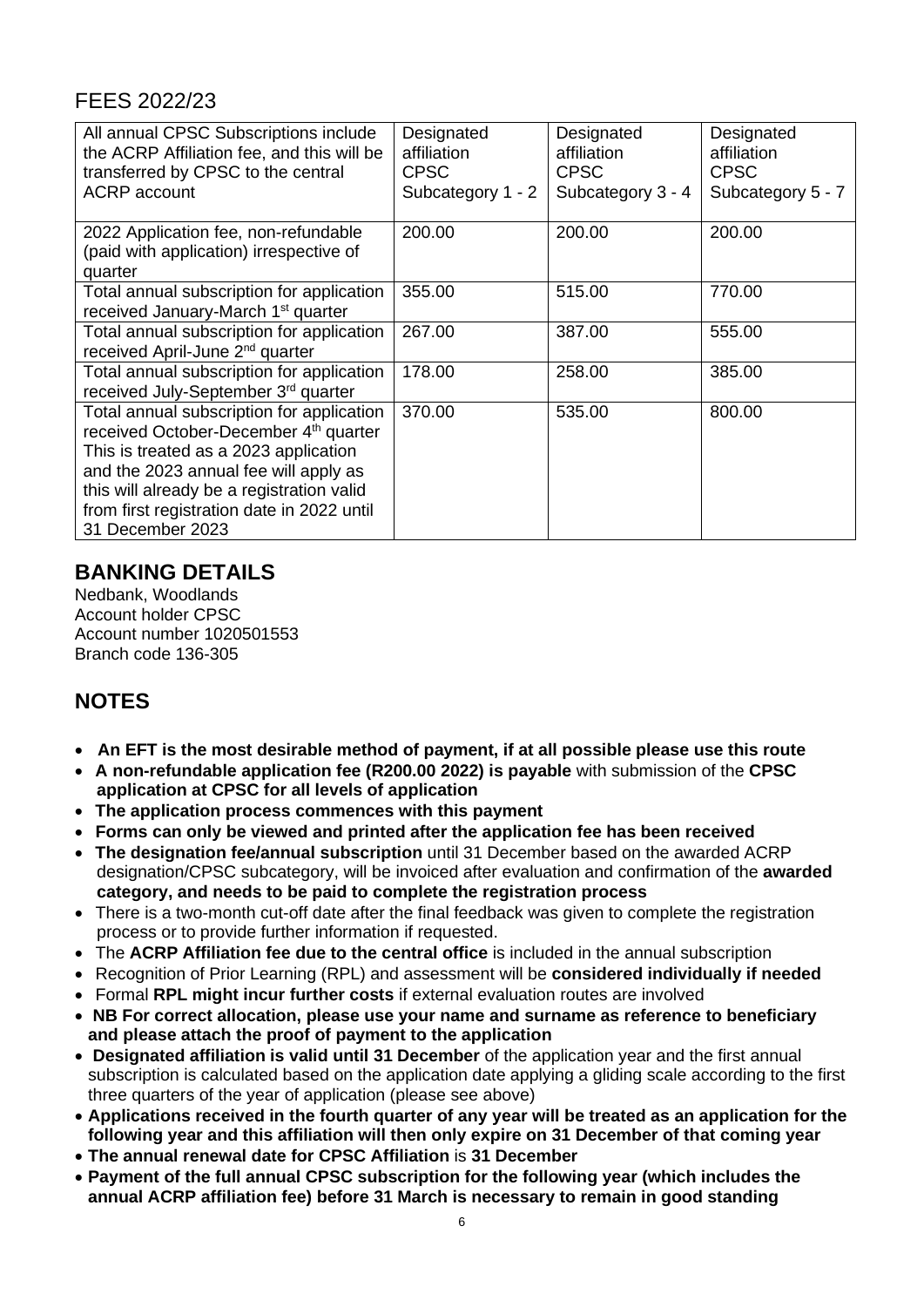## FEES 2022/23

| All annual CPSC Subscriptions include the ACRP Affiliation fee, and this will be transferred by CPSC to the central ACRP account | Designated affiliation CPSC Subcategory 1 - 2 | Designated affiliation CPSC Subcategory 3 - 4 | Designated affiliation CPSC Subcategory 5 - 7 |
|---|---|---|---|
| 2022 Application fee, non-refundable (paid with application) irrespective of quarter | 200.00 | 200.00 | 200.00 |
| Total annual subscription for application received January-March 1st quarter | 355.00 | 515.00 | 770.00 |
| Total annual subscription for application received April-June 2nd quarter | 267.00 | 387.00 | 555.00 |
| Total annual subscription for application received July-September 3rd quarter | 178.00 | 258.00 | 385.00 |
| Total annual subscription for application received October-December 4th quarter This is treated as a 2023 application and the 2023 annual fee will apply as this will already be a registration valid from first registration date in 2022 until 31 December 2023 | 370.00 | 535.00 | 800.00 |

## BANKING DETAILS

Nedbank, Woodlands
Account holder CPSC
Account number 1020501553
Branch code 136-305

## NOTES

- **An EFT is the most desirable method of payment, if at all possible please use this route**
- **A non-refundable application fee (R200.00 2022) is payable** with submission of the **CPSC application at CPSC for all levels of application**
- **The application process commences with this payment**
- **Forms can only be viewed and printed after the application fee has been received**
- **The designation fee/annual subscription** until 31 December based on the awarded ACRP designation/CPSC subcategory, will be invoiced after evaluation and confirmation of the **awarded category, and needs to be paid to complete the registration process**
- There is a two-month cut-off date after the final feedback was given to complete the registration process or to provide further information if requested.
- The **ACRP Affiliation fee due to the central office** is included in the annual subscription
- Recognition of Prior Learning (RPL) and assessment will be **considered individually if needed**
- Formal **RPL might incur further costs** if external evaluation routes are involved
- **NB For correct allocation, please use your name and surname as reference to beneficiary and please attach the proof of payment to the application**
- **Designated affiliation is valid until 31 December** of the application year and the first annual subscription is calculated based on the application date applying a gliding scale according to the first three quarters of the year of application (please see above)
- **Applications received in the fourth quarter of any year will be treated as an application for the following year and this affiliation will then only expire on 31 December of that coming year**
- **The annual renewal date for CPSC Affiliation** is **31 December**
- **Payment of the full annual CPSC subscription for the following year (which includes the annual ACRP affiliation fee) before 31 March is necessary to remain in good standing**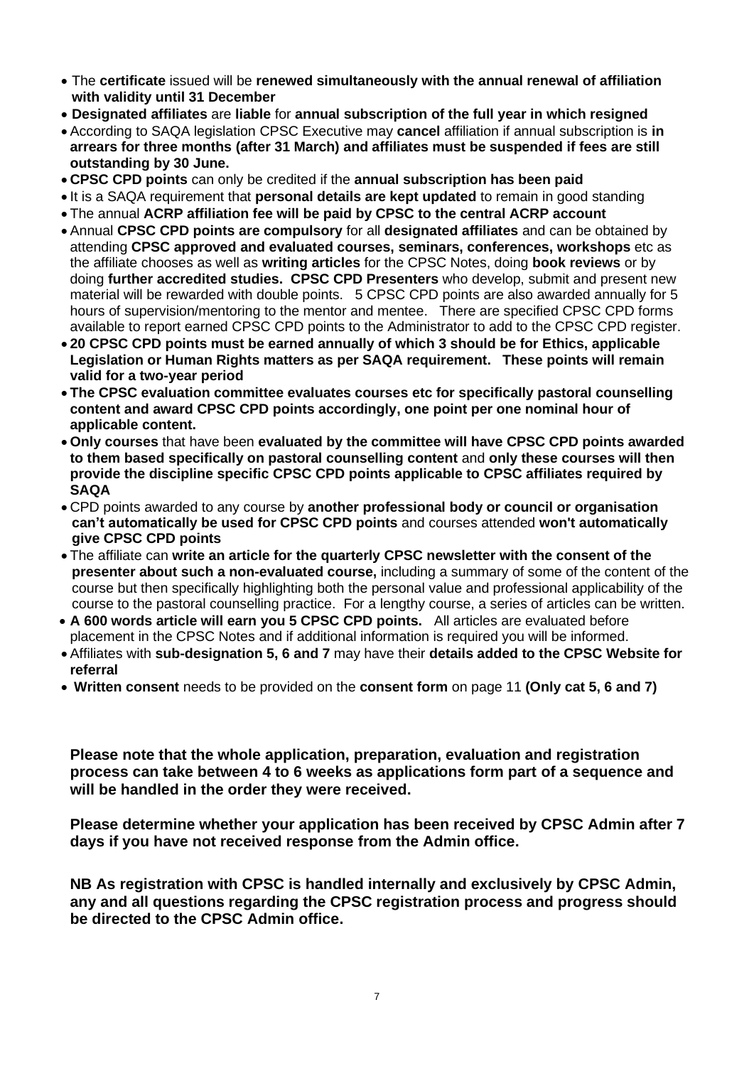- The **certificate** issued will be **renewed simultaneously with the annual renewal of affiliation with validity until 31 December**
- **Designated affiliates** are **liable** for **annual subscription of the full year in which resigned**
- According to SAQA legislation CPSC Executive may **cancel** affiliation if annual subscription is **in arrears for three months (after 31 March) and affiliates must be suspended if fees are still outstanding by 30 June.**
- **CPSC CPD points** can only be credited if the **annual subscription has been paid**
- It is a SAQA requirement that **personal details are kept updated** to remain in good standing
- The annual **ACRP affiliation fee will be paid by CPSC to the central ACRP account**
- Annual **CPSC CPD points are compulsory** for all **designated affiliates** and can be obtained by attending **CPSC approved and evaluated courses, seminars, conferences, workshops** etc as the affiliate chooses as well as **writing articles** for the CPSC Notes, doing **book reviews** or by doing **further accredited studies. CPSC CPD Presenters** who develop, submit and present new material will be rewarded with double points. 5 CPSC CPD points are also awarded annually for 5 hours of supervision/mentoring to the mentor and mentee. There are specified CPSC CPD forms available to report earned CPSC CPD points to the Administrator to add to the CPSC CPD register.
- **20 CPSC CPD points must be earned annually of which 3 should be for Ethics, applicable Legislation or Human Rights matters as per SAQA requirement. These points will remain valid for a two-year period**
- **The CPSC evaluation committee evaluates courses etc for specifically pastoral counselling content and award CPSC CPD points accordingly, one point per one nominal hour of applicable content.**
- **Only courses** that have been **evaluated by the committee will have CPSC CPD points awarded to them based specifically on pastoral counselling content** and **only these courses will then provide the discipline specific CPSC CPD points applicable to CPSC affiliates required by SAQA**
- CPD points awarded to any course by **another professional body or council or organisation can't automatically be used for CPSC CPD points** and courses attended **won't automatically give CPSC CPD points**
- The affiliate can **write an article for the quarterly CPSC newsletter with the consent of the presenter about such a non-evaluated course,** including a summary of some of the content of the course but then specifically highlighting both the personal value and professional applicability of the course to the pastoral counselling practice. For a lengthy course, a series of articles can be written.
- **A 600 words article will earn you 5 CPSC CPD points.** All articles are evaluated before placement in the CPSC Notes and if additional information is required you will be informed.
- Affiliates with **sub-designation 5, 6 and 7** may have their **details added to the CPSC Website for referral**
- **Written consent** needs to be provided on the **consent form** on page 11 **(Only cat 5, 6 and 7)**

**Please note that the whole application, preparation, evaluation and registration process can take between 4 to 6 weeks as applications form part of a sequence and will be handled in the order they were received.**

**Please determine whether your application has been received by CPSC Admin after 7 days if you have not received response from the Admin office.**

**NB As registration with CPSC is handled internally and exclusively by CPSC Admin, any and all questions regarding the CPSC registration process and progress should be directed to the CPSC Admin office.**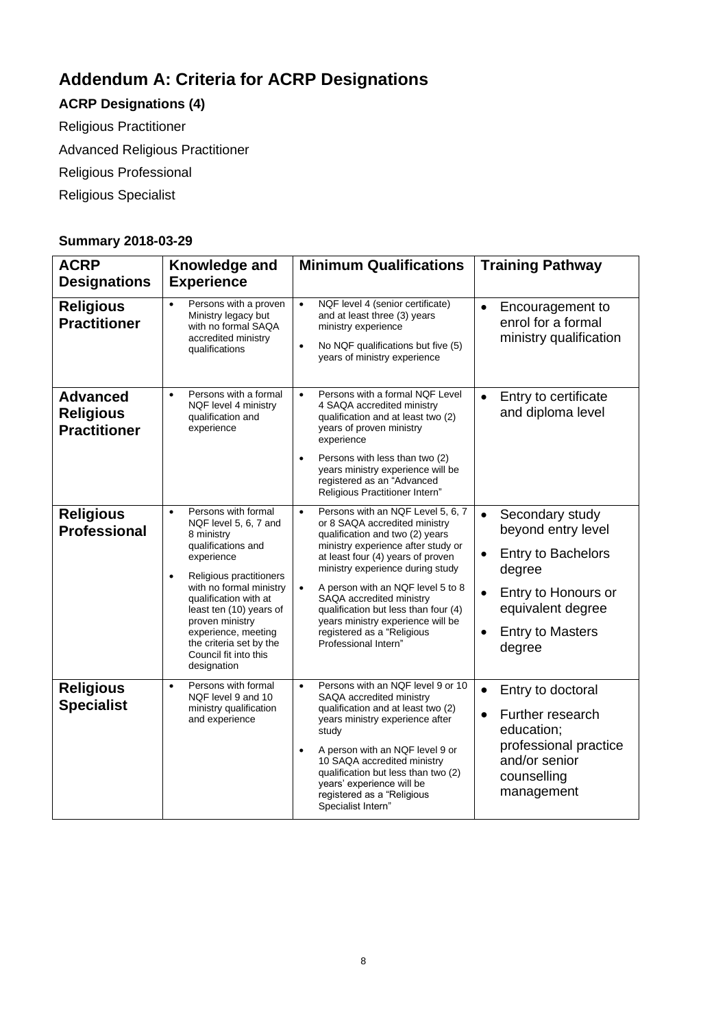# Addendum A: Criteria for ACRP Designations

**ACRP Designations (4)**

Religious Practitioner

Advanced Religious Practitioner

Religious Professional

Religious Specialist

**Summary 2018-03-29**

| ACRP Designations | Knowledge and Experience | Minimum Qualifications | Training Pathway |
|---|---|---|---|
| **Religious Practitioner** | • Persons with a proven Ministry legacy but with no formal SAQA accredited ministry qualifications | • NQF level 4 (senior certificate) and at least three (3) years ministry experience<br>• No NQF qualifications but five (5) years of ministry experience | • Encouragement to enrol for a formal ministry qualification |
| **Advanced Religious Practitioner** | • Persons with a formal NQF level 4 ministry qualification and experience | • Persons with a formal NQF Level 4 SAQA accredited ministry qualification and at least two (2) years of proven ministry experience<br>• Persons with less than two (2) years ministry experience will be registered as an "Advanced Religious Practitioner Intern" | • Entry to certificate and diploma level |
| **Religious Professional** | • Persons with formal NQF level 5, 6, 7 and 8 ministry qualifications and experience<br>• Religious practitioners with no formal ministry qualification with at least ten (10) years of proven ministry experience, meeting the criteria set by the Council fit into this designation | • Persons with an NQF Level 5, 6, 7 or 8 SAQA accredited ministry qualification and two (2) years ministry experience after study or at least four (4) years of proven ministry experience during study<br>• A person with an NQF level 5 to 8 SAQA accredited ministry qualification but less than four (4) years ministry experience will be registered as a "Religious Professional Intern" | • Secondary study beyond entry level<br>• Entry to Bachelors degree<br>• Entry to Honours or equivalent degree<br>• Entry to Masters degree |
| **Religious Specialist** | • Persons with formal NQF level 9 and 10 ministry qualification and experience | • Persons with an NQF level 9 or 10 SAQA accredited ministry qualification and at least two (2) years ministry experience after study<br>• A person with an NQF level 9 or 10 SAQA accredited ministry qualification but less than two (2) years' experience will be registered as a "Religious Specialist Intern" | • Entry to doctoral<br>• Further research education; professional practice and/or senior counselling management |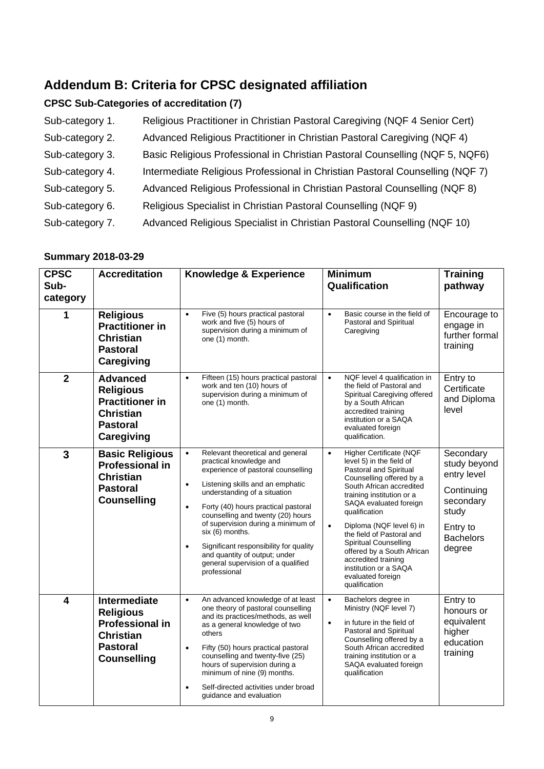## Addendum B: Criteria for CPSC designated affiliation

### CPSC Sub-Categories of accreditation (7)

Sub-category 1. Religious Practitioner in Christian Pastoral Caregiving (NQF 4 Senior Cert)

Sub-category 2. Advanced Religious Practitioner in Christian Pastoral Caregiving (NQF 4)

Sub-category 3. Basic Religious Professional in Christian Pastoral Counselling (NQF 5, NQF6)

Sub-category 4. Intermediate Religious Professional in Christian Pastoral Counselling (NQF 7)

Sub-category 5. Advanced Religious Professional in Christian Pastoral Counselling (NQF 8)

Sub-category 6. Religious Specialist in Christian Pastoral Counselling (NQF 9)

Sub-category 7. Advanced Religious Specialist in Christian Pastoral Counselling (NQF 10)

### Summary 2018-03-29

| CPSC Sub-category | Accreditation | Knowledge & Experience | Minimum Qualification | Training pathway |
|---|---|---|---|---|
| 1 | **Religious Practitioner in Christian Pastoral Caregiving** | • Five (5) hours practical pastoral work and five (5) hours of supervision during a minimum of one (1) month. | • Basic course in the field of Pastoral and Spiritual Caregiving | Encourage to engage in further formal training |
| 2 | **Advanced Religious Practitioner in Christian Pastoral Caregiving** | • Fifteen (15) hours practical pastoral work and ten (10) hours of supervision during a minimum of one (1) month. | • NQF level 4 qualification in the field of Pastoral and Spiritual Caregiving offered by a South African accredited training institution or a SAQA evaluated foreign qualification. | Entry to Certificate and Diploma level |
| 3 | **Basic Religious Professional in Christian Pastoral Counselling** | • Relevant theoretical and general practical knowledge and experience of pastoral counselling<br>• Listening skills and an emphatic understanding of a situation<br>• Forty (40) hours practical pastoral counselling and twenty (20) hours of supervision during a minimum of six (6) months.<br>• Significant responsibility for quality and quantity of output; under general supervision of a qualified professional | • Higher Certificate (NQF level 5) in the field of Pastoral and Spiritual Counselling offered by a South African accredited training institution or a SAQA evaluated foreign qualification<br>• Diploma (NQF level 6) in the field of Pastoral and Spiritual Counselling offered by a South African accredited training institution or a SAQA evaluated foreign qualification | Secondary study beyond entry level<br>Continuing secondary study<br>Entry to Bachelors degree |
| 4 | **Intermediate Religious Professional in Christian Pastoral Counselling** | • An advanced knowledge of at least one theory of pastoral counselling and its practices/methods, as well as a general knowledge of two others<br>• Fifty (50) hours practical pastoral counselling and twenty-five (25) hours of supervision during a minimum of nine (9) months.<br>• Self-directed activities under broad guidance and evaluation | • Bachelors degree in Ministry (NQF level 7)<br>• in future in the field of Pastoral and Spiritual Counselling offered by a South African accredited training institution or a SAQA evaluated foreign qualification | Entry to honours or equivalent higher education training |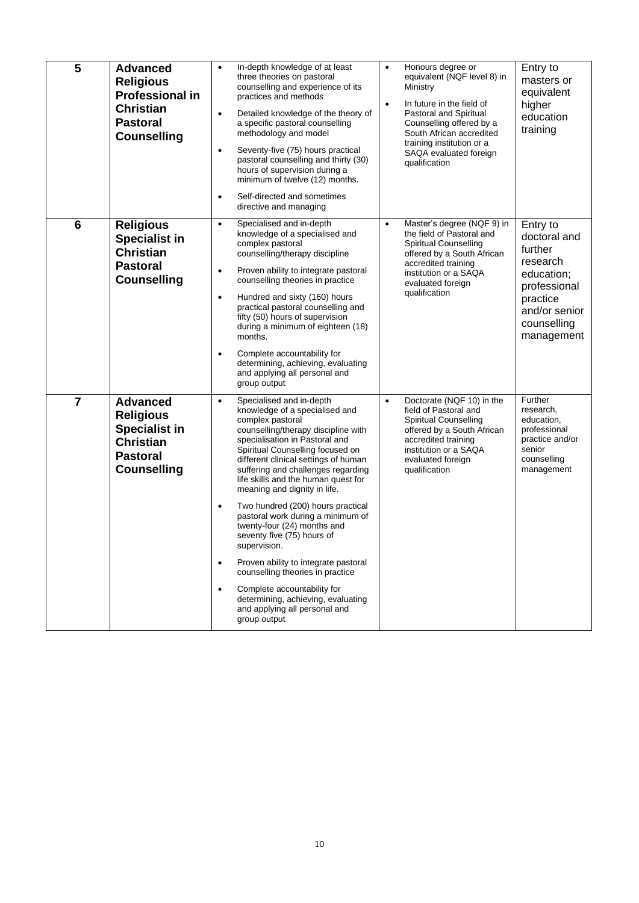| | | | | |
|---|---|---|---|---|
| **5** | **Advanced Religious Professional in Christian Pastoral Counselling** | • In-depth knowledge of at least three theories on pastoral counselling and experience of its practices and methods<br>• Detailed knowledge of the theory of a specific pastoral counselling methodology and model<br>• Seventy-five (75) hours practical pastoral counselling and thirty (30) hours of supervision during a minimum of twelve (12) months.<br>• Self-directed and sometimes directive and managing | • Honours degree or equivalent (NQF level 8) in Ministry<br>• In future in the field of Pastoral and Spiritual Counselling offered by a South African accredited training institution or a SAQA evaluated foreign qualification | Entry to masters or equivalent higher education training |
| **6** | **Religious Specialist in Christian Pastoral Counselling** | • Specialised and in-depth knowledge of a specialised and complex pastoral counselling/therapy discipline<br>• Proven ability to integrate pastoral counselling theories in practice<br>• Hundred and sixty (160) hours practical pastoral counselling and fifty (50) hours of supervision during a minimum of eighteen (18) months.<br>• Complete accountability for determining, achieving, evaluating and applying all personal and group output | • Master's degree (NQF 9) in the field of Pastoral and Spiritual Counselling offered by a South African accredited training institution or a SAQA evaluated foreign qualification | Entry to doctoral and further research education; professional practice and/or senior counselling management |
| **7** | **Advanced Religious Specialist in Christian Pastoral Counselling** | • Specialised and in-depth knowledge of a specialised and complex pastoral counselling/therapy discipline with specialisation in Pastoral and Spiritual Counselling focused on different clinical settings of human suffering and challenges regarding life skills and the human quest for meaning and dignity in life.<br>• Two hundred (200) hours practical pastoral work during a minimum of twenty-four (24) months and seventy five (75) hours of supervision.<br>• Proven ability to integrate pastoral counselling theories in practice<br>• Complete accountability for determining, achieving, evaluating and applying all personal and group output | • Doctorate (NQF 10) in the field of Pastoral and Spiritual Counselling offered by a South African accredited training institution or a SAQA evaluated foreign qualification | Further research, education, professional practice and/or senior counselling management |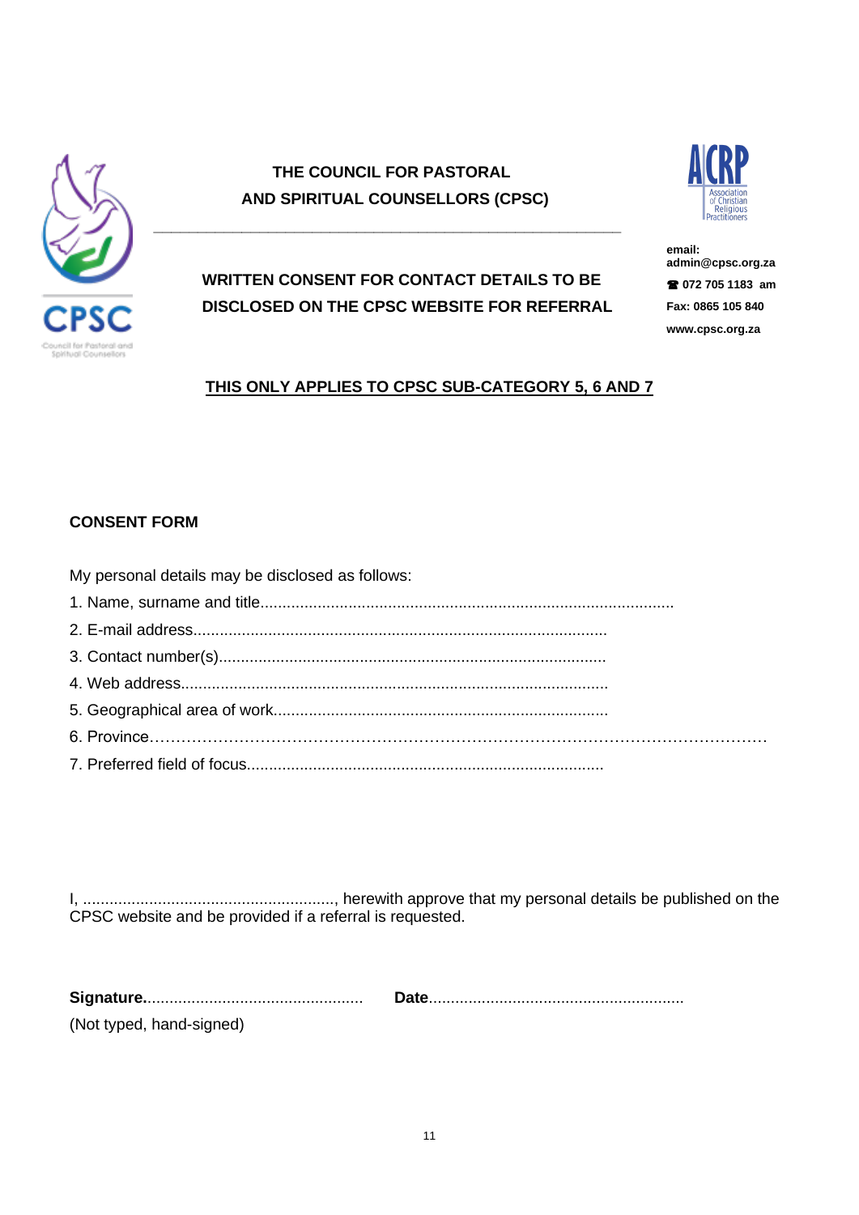CPSC

Council for Pastoral and Spiritual Counsellors

# THE COUNCIL FOR PASTORAL AND SPIRITUAL COUNSELLORS (CPSC)

ACRP

Association of Christian Religious Practitioners

**email: admin@cpsc.org.za**

**☎ 072 705 1183 am**

**Fax: 0865 105 840**

**www.cpsc.org.za**

## WRITTEN CONSENT FOR CONTACT DETAILS TO BE DISCLOSED ON THE CPSC WEBSITE FOR REFERRAL

**THIS ONLY APPLIES TO CPSC SUB-CATEGORY 5, 6 AND 7**

### CONSENT FORM

My personal details may be disclosed as follows:

1. Name, surname and title............................................................................................
2. E-mail address............................................................................................
3. Contact number(s)......................................................................................
4. Web address...............................................................................................
5. Geographical area of work..........................................................................
6. Province……………………………………………………………………………………………
7. Preferred field of focus...............................................................................

I, ........................................................, herewith approve that my personal details be published on the CPSC website and be provided if a referral is requested.

**Signature**................................................. **Date**.........................................................

(Not typed, hand-signed)